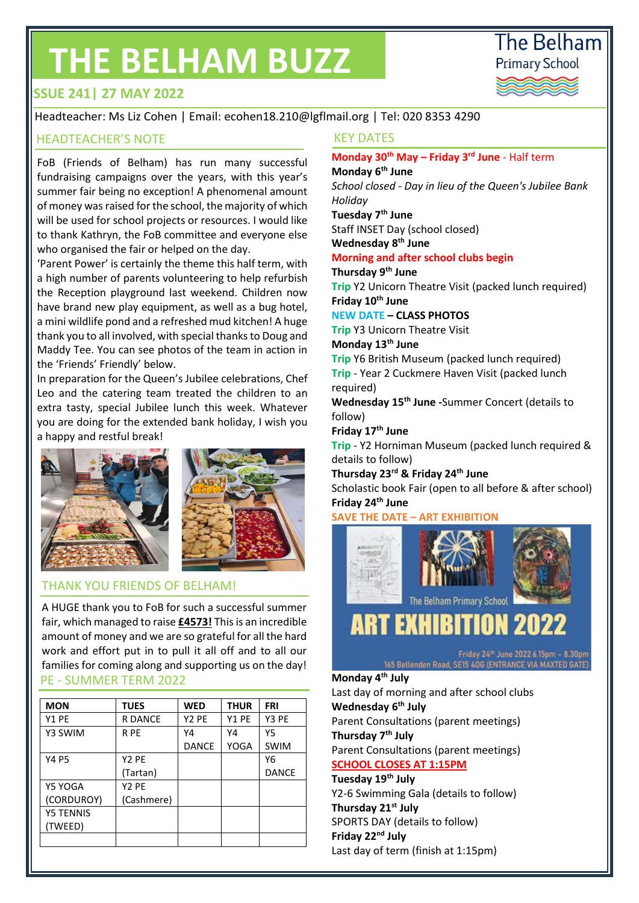# THE BELHAM BUZZ

The Belham Primary School

ISSUE 241| 27 MAY 2022

Headteacher: Ms Liz Cohen | Email: ecohen18.210@lgflmail.org | Tel: 020 8353 4290

## HEADTEACHER'S NOTE

FoB (Friends of Belham) has run many successful fundraising campaigns over the years, with this year's summer fair being no exception! A phenomenal amount of money was raised for the school, the majority of which will be used for school projects or resources. I would like to thank Kathryn, the FoB committee and everyone else who organised the fair or helped on the day.

'Parent Power' is certainly the theme this half term, with a high number of parents volunteering to help refurbish the Reception playground last weekend. Children now have brand new play equipment, as well as a bug hotel, a mini wildlife pond and a refreshed mud kitchen! A huge thank you to all involved, with special thanks to Doug and Maddy Tee. You can see photos of the team in action in the 'Friends' Friendly' below.

In preparation for the Queen's Jubilee celebrations, Chef Leo and the catering team treated the children to an extra tasty, special Jubilee lunch this week. Whatever you are doing for the extended bank holiday, I wish you a happy and restful break!

## THANK YOU FRIENDS OF BELHAM!

A HUGE thank you to FoB for such a successful summer fair, which managed to raise **£4573!** This is an incredible amount of money and we are so grateful for all the hard work and effort put in to pull it all off and to all our families for coming along and supporting us on the day!

## PE - SUMMER TERM 2022

| MON | TUES | WED | THUR | FRI |
|---|---|---|---|---|
| Y1 PE | R DANCE | Y2 PE | Y1 PE | Y3 PE |
| Y3 SWIM | R PE | Y4 DANCE | Y4 YOGA | Y5 SWIM |
| Y4 P5 | Y2 PE (Tartan) | | | Y6 DANCE |
| Y5 YOGA (CORDUROY) | Y2 PE (Cashmere) | | | |
| Y5 TENNIS (TWEED) | | | | |
| | | | | |

## KEY DATES

**Monday 30th May – Friday 3rd June** - Half term

**Monday 6th June**
*School closed - Day in lieu of the Queen's Jubilee Bank Holiday*

**Tuesday 7th June**
Staff INSET Day (school closed)

**Wednesday 8th June**
**Morning and after school clubs begin**

**Thursday 9th June**
Trip Y2 Unicorn Theatre Visit (packed lunch required)

**Friday 10th June**
NEW DATE – **CLASS PHOTOS**
Trip Y3 Unicorn Theatre Visit

**Monday 13th June**
Trip Y6 British Museum (packed lunch required)
Trip - Year 2 Cuckmere Haven Visit (packed lunch required)

**Wednesday 15th June** -Summer Concert (details to follow)

**Friday 17th June**
Trip - Y2 Horniman Museum (packed lunch required & details to follow)

**Thursday 23rd & Friday 24th June**
Scholastic book Fair (open to all before & after school)

**Friday 24th June**
SAVE THE DATE – ART EXHIBITION

The Belham Primary School
ART EXHIBITION 2022
Friday 24th June 2022 6.15pm – 8.30pm
165 Bellenden Road, SE15 4DG (ENTRANCE VIA MAXTED GATE)

**Monday 4th July**
Last day of morning and after school clubs

**Wednesday 6th July**
Parent Consultations (parent meetings)

**Thursday 7th July**
Parent Consultations (parent meetings)
**SCHOOL CLOSES AT 1:15PM**

**Tuesday 19th July**
Y2-6 Swimming Gala (details to follow)

**Thursday 21st July**
SPORTS DAY (details to follow)

**Friday 22nd July**
Last day of term (finish at 1:15pm)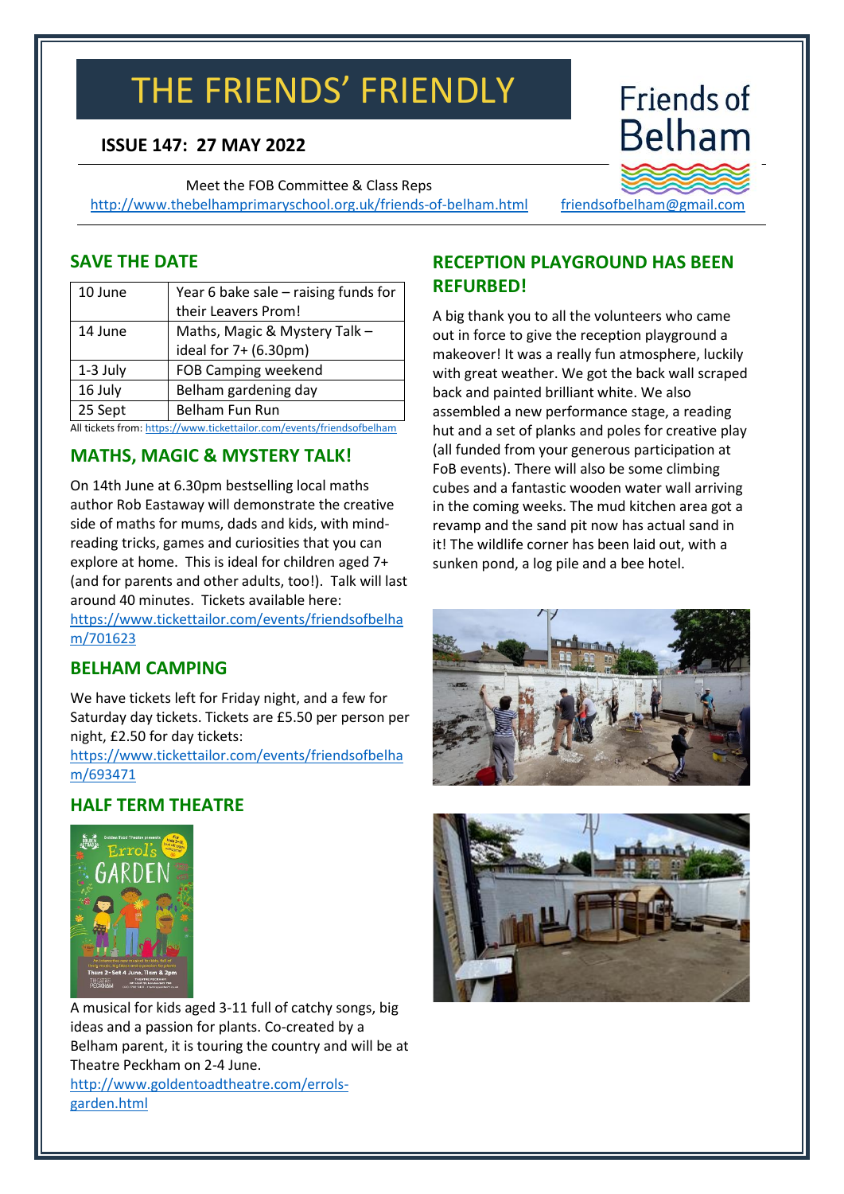# THE FRIENDS' FRIENDLY

**ISSUE 147: 27 MAY 2022**

Friends of Belham

Meet the FOB Committee & Class Reps
http://www.thebelhamprimaryschool.org.uk/friends-of-belham.html friendsofbelham@gmail.com

## SAVE THE DATE

| | |
|---|---|
| 10 June | Year 6 bake sale – raising funds for their Leavers Prom! |
| 14 June | Maths, Magic & Mystery Talk – ideal for 7+ (6.30pm) |
| 1-3 July | FOB Camping weekend |
| 16 July | Belham gardening day |
| 25 Sept | Belham Fun Run |

All tickets from: https://www.tickettailor.com/events/friendsofbelham

## MATHS, MAGIC & MYSTERY TALK!

On 14th June at 6.30pm bestselling local maths author Rob Eastaway will demonstrate the creative side of maths for mums, dads and kids, with mind-reading tricks, games and curiosities that you can explore at home. This is ideal for children aged 7+ (and for parents and other adults, too!). Talk will last around 40 minutes. Tickets available here: https://www.tickettailor.com/events/friendsofbelham/701623

## BELHAM CAMPING

We have tickets left for Friday night, and a few for Saturday day tickets. Tickets are £5.50 per person per night, £2.50 for day tickets: https://www.tickettailor.com/events/friendsofbelham/693471

## HALF TERM THEATRE

A musical for kids aged 3-11 full of catchy songs, big ideas and a passion for plants. Co-created by a Belham parent, it is touring the country and will be at Theatre Peckham on 2-4 June.
http://www.goldentoadtheatre.com/errols-garden.html

## RECEPTION PLAYGROUND HAS BEEN REFURBED!

A big thank you to all the volunteers who came out in force to give the reception playground a makeover! It was a really fun atmosphere, luckily with great weather. We got the back wall scraped back and painted brilliant white. We also assembled a new performance stage, a reading hut and a set of planks and poles for creative play (all funded from your generous participation at FoB events). There will also be some climbing cubes and a fantastic wooden water wall arriving in the coming weeks. The mud kitchen area got a revamp and the sand pit now has actual sand in it! The wildlife corner has been laid out, with a sunken pond, a log pile and a bee hotel.